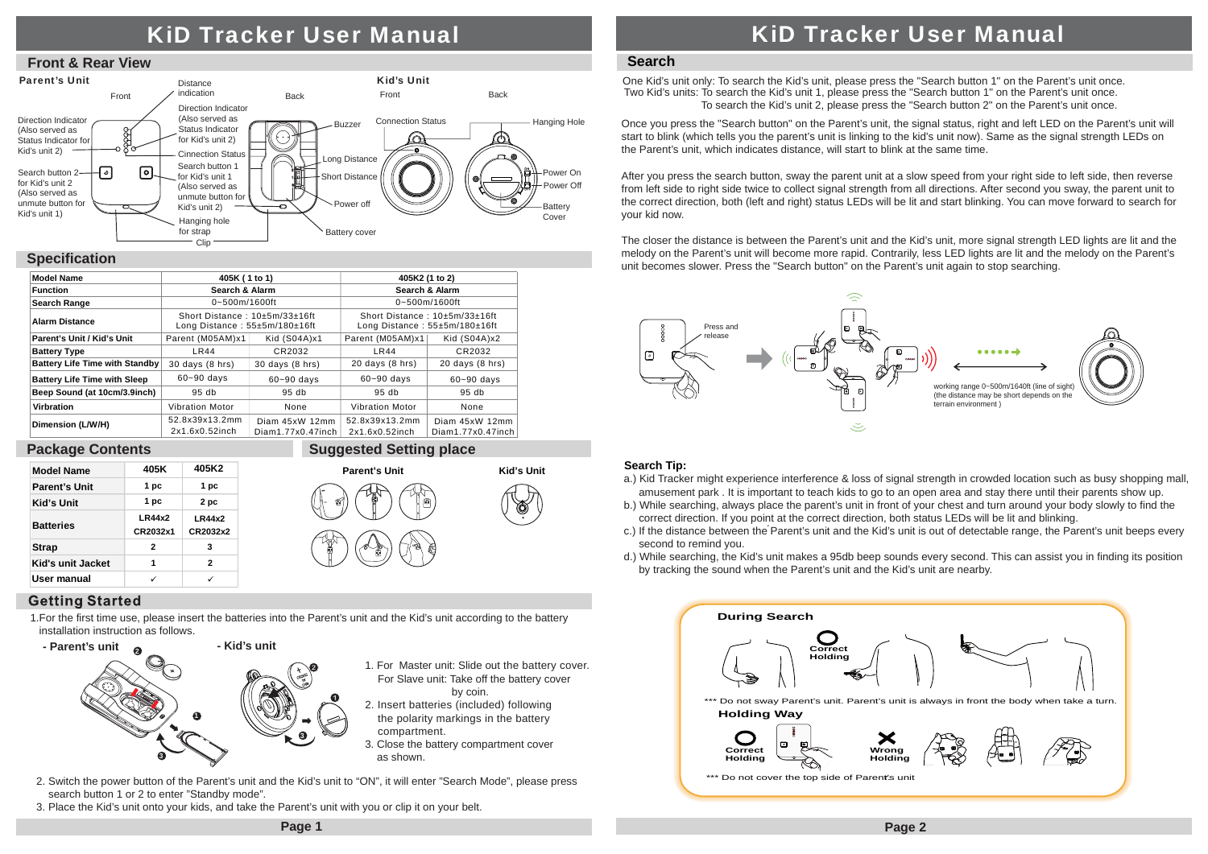# KiD Tracker User Manual

## Front & Rear View

**Parent's Unit**

Front — Back

- Direction Indicator (Also served as Status Indicator for Kid's unit 2)
- Search button 2 for Kid's unit 2 (Also served as unmute button for Kid's unit 1)
- Distance indication
- Direction Indicator (Also served as Status Indicator for Kid's unit 1)
- Cinnection Status
- Search button 1 for Kid's unit 1 (Also served as unmute button for Kid's unit 2)
- Hanging hole for strap
- Clip
- Buzzer
- Long Distance
- Short Distance
- Power off
- Battery cover

**Kid's Unit**

Front — Back

- Connection Status
- Hanging Hole
- Power On
- Power Off
- Battery Cover

## Specification

| Model Name | 405K ( 1 to 1) | | 405K2 (1 to 2) | |
|---|---|---|---|---|
| Function | Search & Alarm | | Search & Alarm | |
| Search Range | 0~500m/1600ft | | 0~500m/1600ft | |
| Alarm Distance | Short Distance : 10±5m/33±16ft<br>Long Distance : 55±5m/180±16ft | | Short Distance : 10±5m/33±16ft<br>Long Distance : 55±5m/180±16ft | |
| Parent's Unit / Kid's Unit | Parent (M05AM)x1 | Kid (S04A)x1 | Parent (M05AM)x1 | Kid (S04A)x2 |
| Battery Type | LR44 | CR2032 | LR44 | CR2032 |
| Battery Life Time with Standby | 30 days (8 hrs) | 30 days (8 hrs) | 20 days (8 hrs) | 20 days (8 hrs) |
| Battery Life Time with Sleep | 60~90 days | 60~90 days | 60~90 days | 60~90 days |
| Beep Sound (at 10cm/3.9inch) | 95 db | 95 db | 95 db | 95 db |
| Vibration | Vibration Motor | None | Vibration Motor | None |
| Dimension (L/W/H) | 52.8x39x13.2mm<br>2x1.6x0.52inch | Diam 45xW 12mm<br>Diam1.77x0.47inch | 52.8x39x13.2mm<br>2x1.6x0.52inch | Diam 45xW 12mm<br>Diam1.77x0.47inch |

## Package Contents

| Model Name | 405K | 405K2 |
|---|---|---|
| Parent's Unit | 1 pc | 1 pc |
| Kid's Unit | 1 pc | 2 pc |
| Batteries | LR44x2<br>CR2032x1 | LR44x2<br>CR2032x2 |
| Strap | 2 | 3 |
| Kid's unit Jacket | 1 | 2 |
| User manual | ✓ | ✓ |

## Suggested Setting place

Parent's Unit — Kid's Unit

## Getting Started

1.For the first time use, please insert the batteries into the Parent's unit and the Kid's unit according to the battery installation instruction as follows.

- Parent's unit
- Kid's unit

1. For Master unit: Slide out the battery cover. For Slave unit: Take off the battery cover by coin.
2. Insert batteries (included) following the polarity markings in the battery compartment.
3. Close the battery compartment cover as shown.

2. Switch the power button of the Parent's unit and the Kid's unit to "ON", it will enter "Search Mode", please press search button 1 or 2 to enter "Standby mode".
3. Place the Kid's unit onto your kids, and take the Parent's unit with you or clip it on your belt.

# KiD Tracker User Manual

## Search

One Kid's unit only: To search the Kid's unit, please press the "Search button 1" on the Parent's unit once.
Two Kid's units: To search the Kid's unit 1, please press the "Search button 1" on the Parent's unit once.
To search the Kid's unit 2, please press the "Search button 2" on the Parent's unit once.

Once you press the "Search button" on the Parent's unit, the signal status, right and left LED on the Parent's unit will start to blink (which tells you the parent's unit is linking to the kid's unit now). Same as the signal strength LEDs on the Parent's unit, which indicates distance, will start to blink at the same time.

After you press the search button, sway the parent unit at a slow speed from your right side to left side, then reverse from left side to right side twice to collect signal strength from all directions. After second you sway, the parent unit to the correct direction, both (left and right) status LEDs will be lit and start blinking. You can move forward to search for your kid now.

The closer the distance is between the Parent's unit and the Kid's unit, more signal strength LED lights are lit and the melody on the Parent's unit will become more rapid. Contrarily, less LED lights are lit and the melody on the Parent's unit becomes slower. Press the "Search button" on the Parent's unit again to stop searching.

Press and release

working range 0~500m/1640ft (line of sight) (the distance may be short depends on the terrain environment )

**Search Tip:**

a.) Kid Tracker might experience interference & loss of signal strength in crowded location such as busy shopping mall, amusement park . It is important to teach kids to go to an open area and stay there until their parents show up.
b.) While searching, always place the parent's unit in front of your chest and turn around your body slowly to find the correct direction. If you point at the correct direction, both status LEDs will be lit and blinking.
c.) If the distance between the Parent's unit and the Kid's unit is out of detectable range, the Parent's unit beeps every second to remind you.
d.) While searching, the Kid's unit makes a 95db beep sounds every second. This can assist you in finding its position by tracking the sound when the Parent's unit and the Kid's unit are nearby.

**During Search**

Correct Holding

*** Do not sway Parent's unit. Parent's unit is always in front the body when take a turn.

**Holding Way**

Correct Holding — Wrong Holding

*** Do not cover the top side of Parent's unit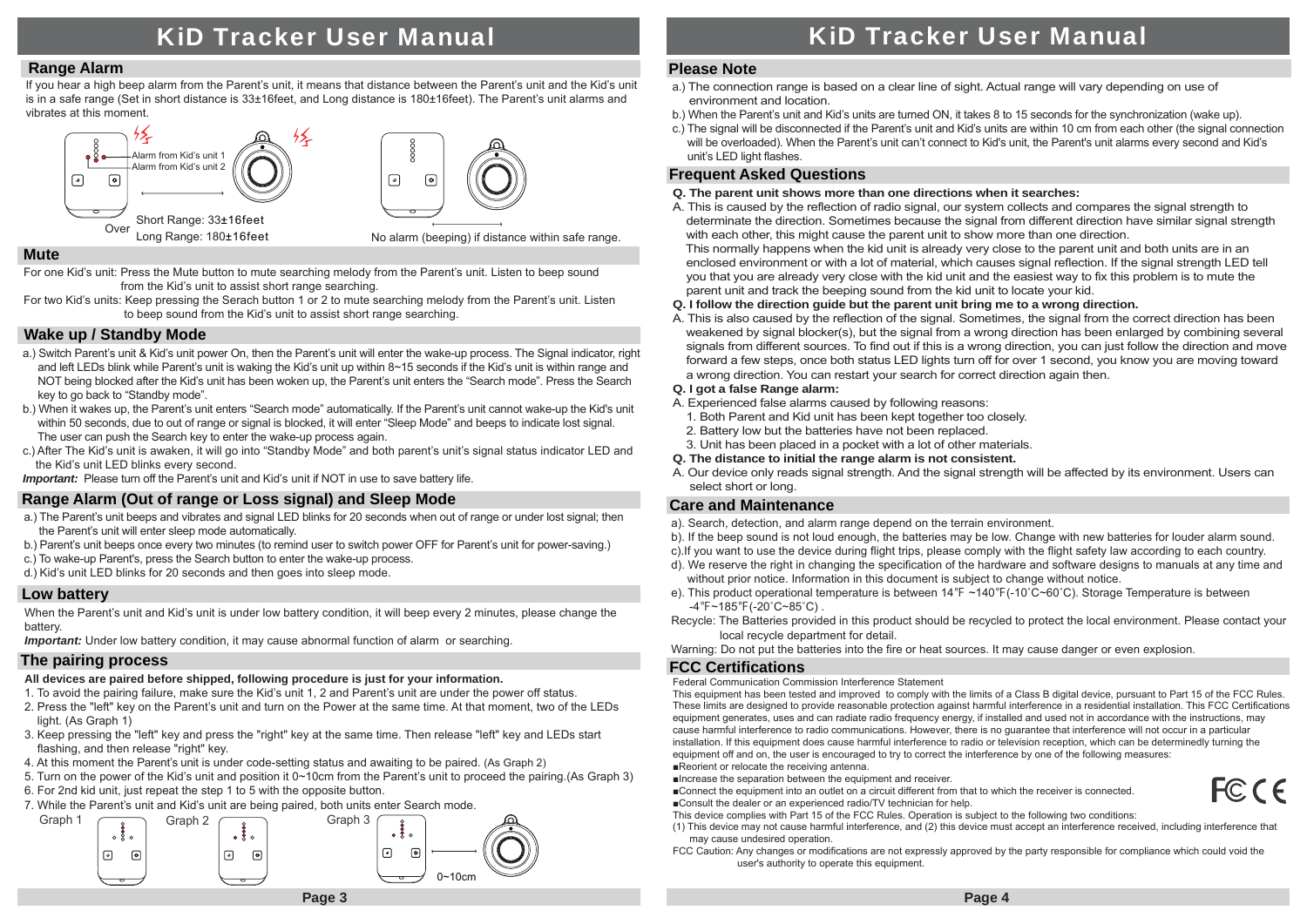# KiD Tracker User Manual

## Range Alarm

If you hear a high beep alarm from the Parent's unit, it means that distance between the Parent's unit and the Kid's unit is in a safe range (Set in short distance is 33±16feet, and Long distance is 180±16feet). The Parent's unit alarms and vibrates at this moment.

Alarm from Kid's unit 1
Alarm from Kid's unit 2

Over Short Range: 33±16feet
Long Range: 180±16feet

No alarm (beeping) if distance within safe range.

## Mute

For one Kid's unit: Press the Mute button to mute searching melody from the Parent's unit. Listen to beep sound from the Kid's unit to assist short range searching.

For two Kid's units: Keep pressing the Serach button 1 or 2 to mute searching melody from the Parent's unit. Listen to beep sound from the Kid's unit to assist short range searching.

## Wake up / Standby Mode

a.) Switch Parent's unit & Kid's unit power On, then the Parent's unit will enter the wake-up process. The Signal indicator, right and left LEDs blink while Parent's unit is waking the Kid's unit up within 8~15 seconds if the Kid's unit is within range and NOT being blocked after the Kid's unit has been woken up, the Parent's unit enters the "Search mode". Press the Search key to go back to "Standby mode".

b.) When it wakes up, the Parent's unit enters "Search mode" automatically. If the Parent's unit cannot wake-up the Kid's unit within 50 seconds, due to out of range or signal is blocked, it will enter "Sleep Mode" and beeps to indicate lost signal. The user can push the Search key to enter the wake-up process again.

c.) After The Kid's unit is awaken, it will go into "Standby Mode" and both parent's unit's signal status indicator LED and the Kid's unit LED blinks every second.

***Important:*** Please turn off the Parent's unit and Kid's unit if NOT in use to save battery life.

## Range Alarm (Out of range or Loss signal) and Sleep Mode

a.) The Parent's unit beeps and vibrates and signal LED blinks for 20 seconds when out of range or under lost signal; then the Parent's unit will enter sleep mode automatically.

b.) Parent's unit beeps once every two minutes (to remind user to switch power OFF for Parent's unit for power-saving.)

c.) To wake-up Parent's, press the Search button to enter the wake-up process.

d.) Kid's unit LED blinks for 20 seconds and then goes into sleep mode.

## Low battery

When the Parent's unit and Kid's unit is under low battery condition, it will beep every 2 minutes, please change the battery.

***Important:*** Under low battery condition, it may cause abnormal function of alarm or searching.

## The pairing process

**All devices are paired before shipped, following procedure is just for your information.**

1. To avoid the pairing failure, make sure the Kid's unit 1, 2 and Parent's unit are under the power off status.
2. Press the "left" key on the Parent's unit and turn on the Power at the same time. At that moment, two of the LEDs light. (As Graph 1)
3. Keep pressing the "left" key and press the "right" key at the same time. Then release "left" key and LEDs start flashing, and then release "right" key.
4. At this moment the Parent's unit is under code-setting status and awaiting to be paired. (As Graph 2)
5. Turn on the power of the Kid's unit and position it 0~10cm from the Parent's unit to proceed the pairing.(As Graph 3)
6. For 2nd kid unit, just repeat the step 1 to 5 with the opposite button.
7. While the Parent's unit and Kid's unit are being paired, both units enter Search mode.

Graph 1 Graph 2 Graph 3

0~10cm

# KiD Tracker User Manual

## Please Note

a.) The connection range is based on a clear line of sight. Actual range will vary depending on use of environment and location.

b.) When the Parent's unit and Kid's units are turned ON, it takes 8 to 15 seconds for the synchronization (wake up).

c.) The signal will be disconnected if the Parent's unit and Kid's units are within 10 cm from each other (the signal connection will be overloaded). When the Parent's unit can't connect to Kid's unit, the Parent's unit alarms every second and Kid's unit's LED light flashes.

## Frequent Asked Questions

**Q. The parent unit shows more than one directions when it searches:**

A. This is caused by the reflection of radio signal, our system collects and compares the signal strength to determinate the direction. Sometimes because the signal from different direction have similar signal strength with each other, this might cause the parent unit to show more than one direction.
This normally happens when the kid unit is already very close to the parent unit and both units are in an enclosed environment or with a lot of material, which causes signal reflection. If the signal strength LED tell you that you are already very close with the kid unit and the easiest way to fix this problem is to mute the parent unit and track the beeping sound from the kid unit to locate your kid.

**Q. I follow the direction guide but the parent unit bring me to a wrong direction.**

A. This is also caused by the reflection of the signal. Sometimes, the signal from the correct direction has been weakened by signal blocker(s), but the signal from a wrong direction has been enlarged by combining several signals from different sources. To find out if this is a wrong direction, you can just follow the direction and move forward a few steps, once both status LED lights turn off for over 1 second, you know you are moving toward a wrong direction. You can restart your search for correct direction again then.

**Q. I got a false Range alarm:**

A. Experienced false alarms caused by following reasons:
1. Both Parent and Kid unit has been kept together too closely.
2. Battery low but the batteries have not been replaced.
3. Unit has been placed in a pocket with a lot of other materials.

**Q. The distance to initial the range alarm is not consistent.**

A. Our device only reads signal strength. And the signal strength will be affected by its environment. Users can select short or long.

## Care and Maintenance

a). Search, detection, and alarm range depend on the terrain environment.

b). If the beep sound is not loud enough, the batteries may be low. Change with new batteries for louder alarm sound.

c).If you want to use the device during flight trips, please comply with the flight safety law according to each country.

d). We reserve the right in changing the specification of the hardware and software designs to manuals at any time and without prior notice. Information in this document is subject to change without notice.

e). This product operational temperature is between 14℉ ~140℉(-10˚C~60˚C). Storage Temperature is between -4℉~185℉(-20˚C~85˚C) .

Recycle: The Batteries provided in this product should be recycled to protect the local environment. Please contact your local recycle department for detail.

Warning: Do not put the batteries into the fire or heat sources. It may cause danger or even explosion.

## FCC Certifications

Federal Communication Commission Interference Statement

This equipment has been tested and improved to comply with the limits of a Class B digital device, pursuant to Part 15 of the FCC Rules. These limits are designed to provide reasonable protection against harmful interference in a residential installation. This FCC Certifications equipment generates, uses and can radiate radio frequency energy, if installed and used not in accordance with the instructions, may cause harmful interference to radio communications. However, there is no guarantee that interference will not occur in a particular installation. If this equipment does cause harmful interference to radio or television reception, which can be determinedly turning the equipment off and on, the user is encouraged to try to correct the interference by one of the following measures:

- Reorient or relocate the receiving antenna.
- Increase the separation between the equipment and receiver.
- Connect the equipment into an outlet on a circuit different from that to which the receiver is connected.
- Consult the dealer or an experienced radio/TV technician for help.

This device complies with Part 15 of the FCC Rules. Operation is subject to the following two conditions:

(1) This device may not cause harmful interference, and (2) this device must accept an interference received, including interference that may cause undesired operation.

FCC Caution: Any changes or modifications are not expressly approved by the party responsible for compliance which could void the user's authority to operate this equipment.